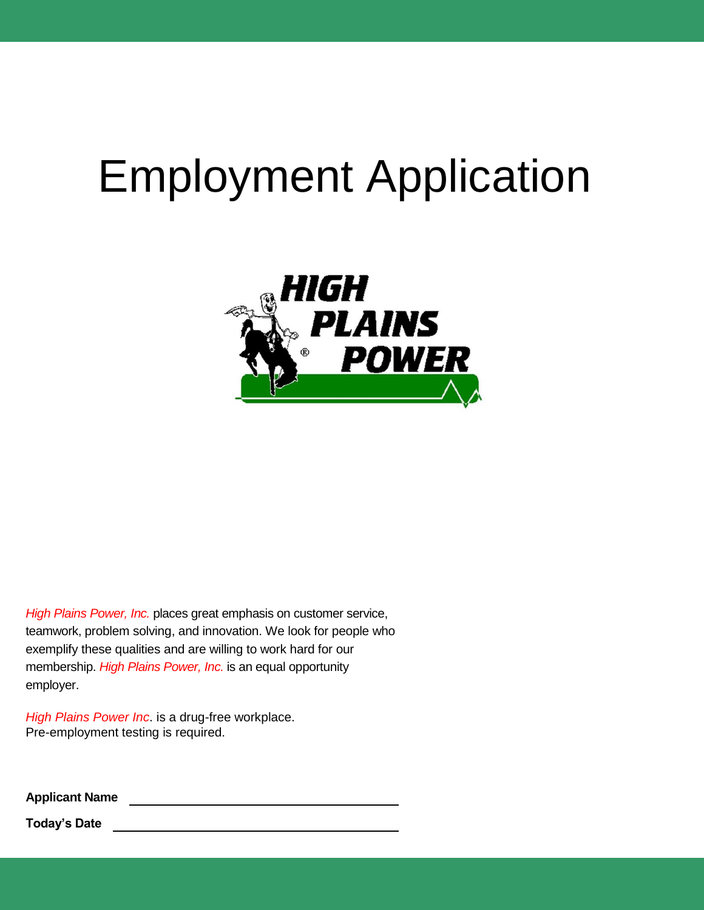# Employment Application

HIGH PLAINS POWER

*High Plains Power, Inc.* places great emphasis on customer service, teamwork, problem solving, and innovation. We look for people who exemplify these qualities and are willing to work hard for our membership. *High Plains Power, Inc.* is an equal opportunity employer.

*High Plains Power Inc*. is a drug-free workplace.
Pre-employment testing is required.

**Applicant Name** ______________________________

**Today's Date** ______________________________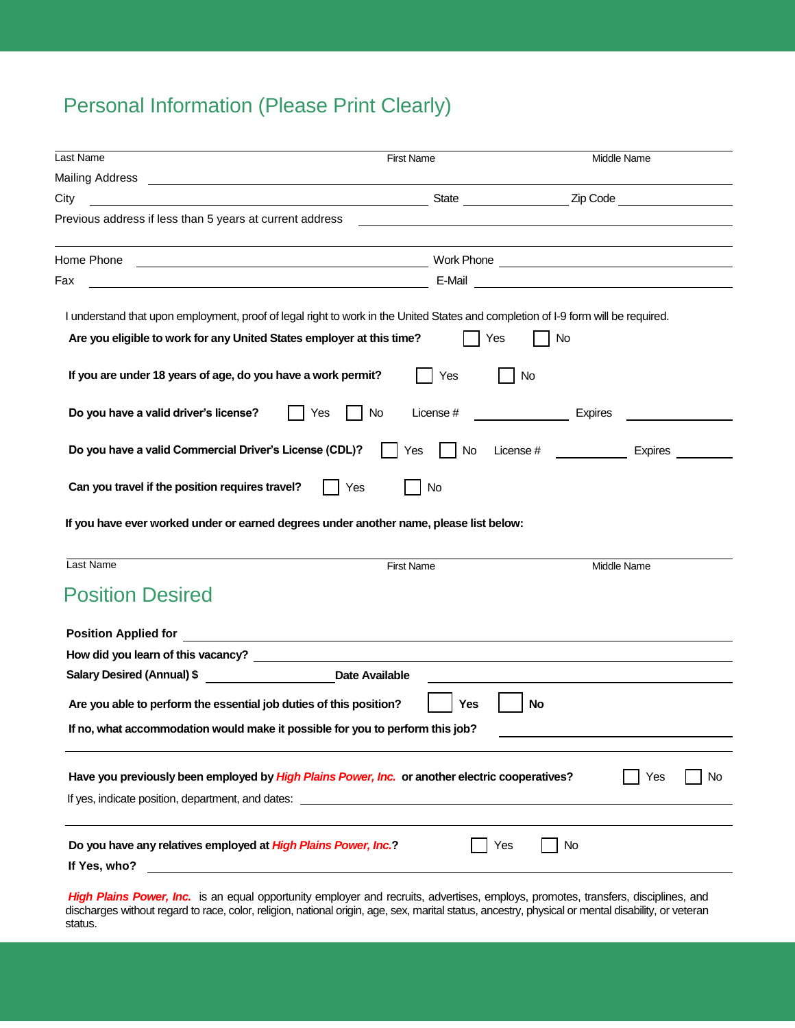## Personal Information (Please Print Clearly)

Last Name First Name Middle Name

Mailing Address

City State Zip Code

Previous address if less than 5 years at current address

Home Phone Work Phone

Fax E-Mail

I understand that upon employment, proof of legal right to work in the United States and completion of I-9 form will be required.

**Are you eligible to work for any United States employer at this time?** ☐ Yes ☐ No

**If you are under 18 years of age, do you have a work permit?** ☐ Yes ☐ No

**Do you have a valid driver's license?** ☐ Yes ☐ No License # Expires

**Do you have a valid Commercial Driver's License (CDL)?** ☐ Yes ☐ No License # Expires

**Can you travel if the position requires travel?** ☐ Yes ☐ No

**If you have ever worked under or earned degrees under another name, please list below:**

Last Name First Name Middle Name

## Position Desired

**Position Applied for**

**How did you learn of this vacancy?**

**Salary Desired (Annual) $** **Date Available**

**Are you able to perform the essential job duties of this position?** ☐ **Yes** ☐ **No**

**If no, what accommodation would make it possible for you to perform this job?**

**Have you previously been employed by *High Plains Power, Inc.* or another electric cooperatives?** ☐ Yes ☐ No

If yes, indicate position, department, and dates:

**Do you have any relatives employed at *High Plains Power, Inc.*?** ☐ Yes ☐ No

**If Yes, who?**

***High Plains Power, Inc.*** is an equal opportunity employer and recruits, advertises, employs, promotes, transfers, disciplines, and discharges without regard to race, color, religion, national origin, age, sex, marital status, ancestry, physical or mental disability, or veteran status.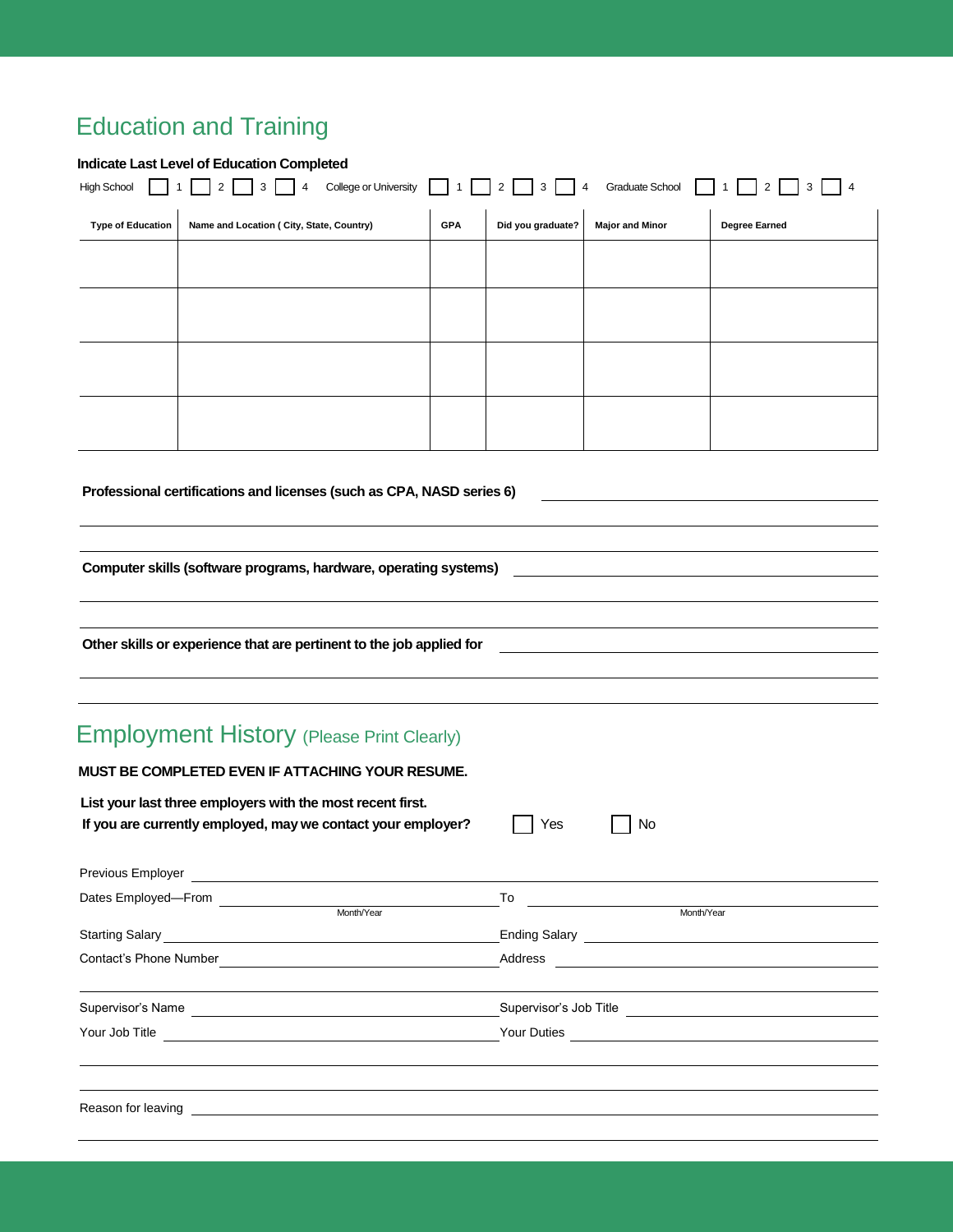## Education and Training

**Indicate Last Level of Education Completed**

High School ☐ 1 ☐ 2 ☐ 3 ☐ 4 College or University ☐ 1 ☐ 2 ☐ 3 ☐ 4 Graduate School ☐ 1 ☐ 2 ☐ 3 ☐ 4

| Type of Education | Name and Location ( City, State, Country) | GPA | Did you graduate? | Major and Minor | Degree Earned |
|---|---|---|---|---|---|
| | | | | | |
| | | | | | |
| | | | | | |
| | | | | | |

**Professional certifications and licenses (such as CPA, NASD series 6)** ____________________

____________________

____________________

**Computer skills (software programs, hardware, operating systems)** ____________________

____________________

____________________

**Other skills or experience that are pertinent to the job applied for** ____________________

____________________

____________________

## Employment History (Please Print Clearly)

**MUST BE COMPLETED EVEN IF ATTACHING YOUR RESUME.**

**List your last three employers with the most recent first.**

**If you are currently employed, may we contact your employer?** ☐ Yes ☐ No

Previous Employer ____________________

Dates Employed—From ____________________ (Month/Year) To ____________________ (Month/Year)

Starting Salary ____________________ Ending Salary ____________________

Contact's Phone Number ____________________ Address ____________________

____________________

Supervisor's Name ____________________ Supervisor's Job Title ____________________

Your Job Title ____________________ Your Duties ____________________

____________________

____________________

Reason for leaving ____________________

____________________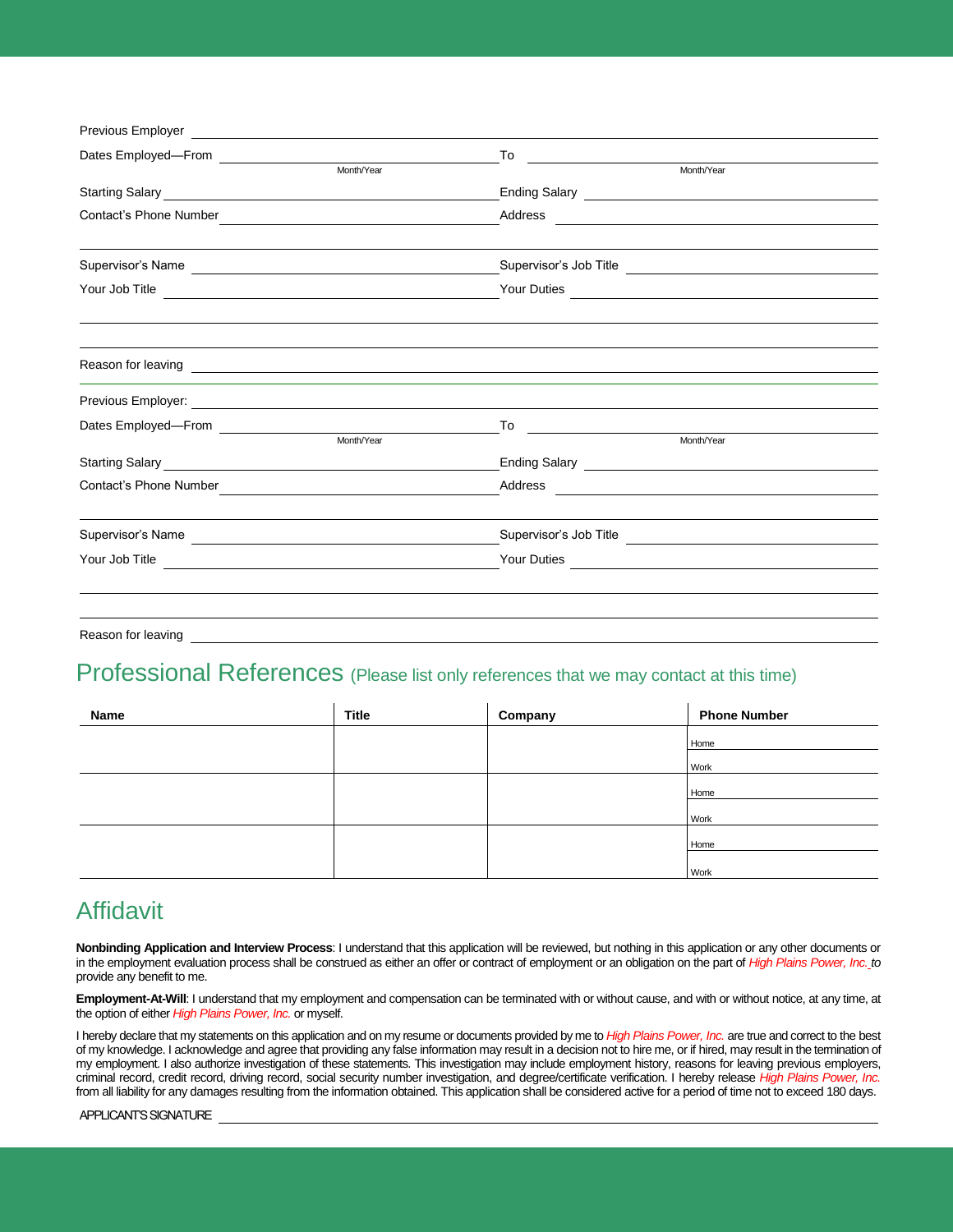Previous Employer

Dates Employed—From \_\_\_\_\_\_\_\_\_\_ (Month/Year) To \_\_\_\_\_\_\_\_\_\_ (Month/Year)

Starting Salary

Ending Salary

Contact's Phone Number

Address

Supervisor's Name

Supervisor's Job Title

Your Job Title

Your Duties

Reason for leaving

Previous Employer:

Dates Employed—From \_\_\_\_\_\_\_\_\_\_ (Month/Year) To \_\_\_\_\_\_\_\_\_\_ (Month/Year)

Starting Salary

Ending Salary

Contact's Phone Number

Address

Supervisor's Name

Supervisor's Job Title

Your Job Title

Your Duties

Reason for leaving

## Professional References (Please list only references that we may contact at this time)

| Name | Title | Company | Phone Number |
|---|---|---|---|
| | | | Home<br>Work |
| | | | Home<br>Work |
| | | | Home<br>Work |

## Affidavit

**Nonbinding Application and Interview Process**: I understand that this application will be reviewed, but nothing in this application or any other documents or in the employment evaluation process shall be construed as either an offer or contract of employment or an obligation on the part of *High Plains Power, Inc.* to provide any benefit to me.

**Employment-At-Will**: I understand that my employment and compensation can be terminated with or without cause, and with or without notice, at any time, at the option of either *High Plains Power, Inc.* or myself.

I hereby declare that my statements on this application and on my resume or documents provided by me to *High Plains Power, Inc.* are true and correct to the best of my knowledge. I acknowledge and agree that providing any false information may result in a decision not to hire me, or if hired, may result in the termination of my employment. I also authorize investigation of these statements. This investigation may include employment history, reasons for leaving previous employers, criminal record, credit record, driving record, social security number investigation, and degree/certificate verification. I hereby release *High Plains Power, Inc.* from all liability for any damages resulting from the information obtained. This application shall be considered active for a period of time not to exceed 180 days.

APPLICANT'S SIGNATURE